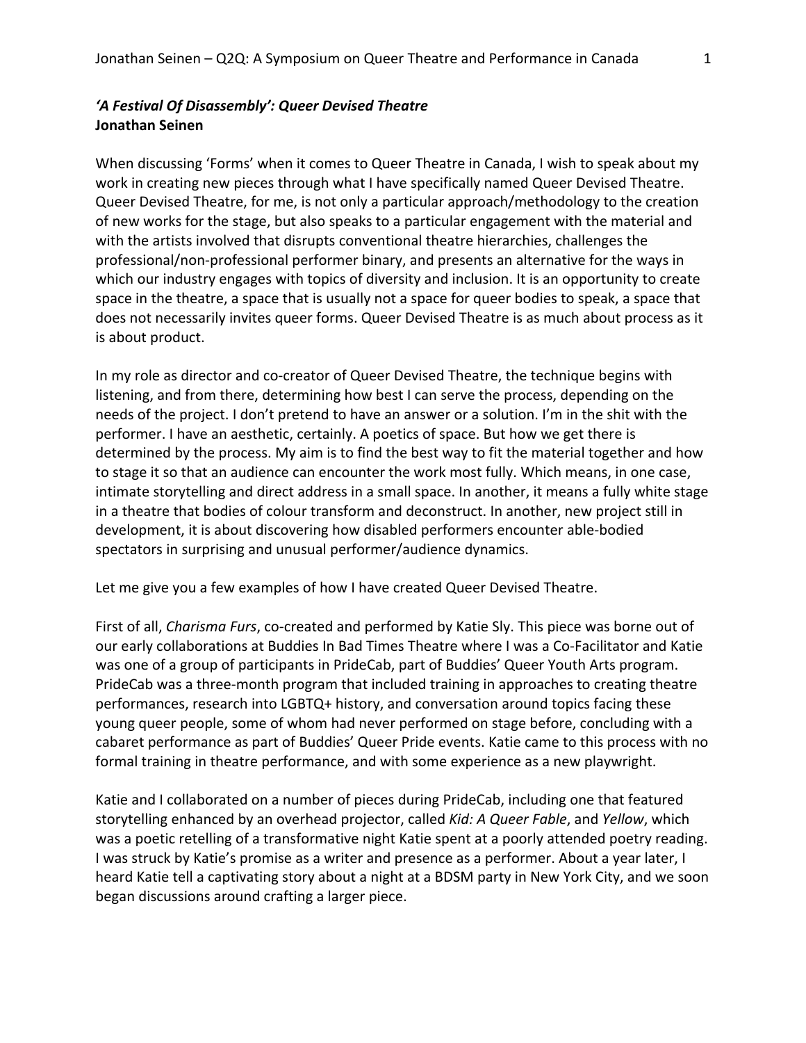## *'A Festival Of Disassembly': Queer Devised Theatre*
**Jonathan Seinen**

When discussing 'Forms' when it comes to Queer Theatre in Canada, I wish to speak about my work in creating new pieces through what I have specifically named Queer Devised Theatre. Queer Devised Theatre, for me, is not only a particular approach/methodology to the creation of new works for the stage, but also speaks to a particular engagement with the material and with the artists involved that disrupts conventional theatre hierarchies, challenges the professional/non-professional performer binary, and presents an alternative for the ways in which our industry engages with topics of diversity and inclusion. It is an opportunity to create space in the theatre, a space that is usually not a space for queer bodies to speak, a space that does not necessarily invites queer forms. Queer Devised Theatre is as much about process as it is about product.

In my role as director and co-creator of Queer Devised Theatre, the technique begins with listening, and from there, determining how best I can serve the process, depending on the needs of the project. I don't pretend to have an answer or a solution. I'm in the shit with the performer. I have an aesthetic, certainly. A poetics of space. But how we get there is determined by the process. My aim is to find the best way to fit the material together and how to stage it so that an audience can encounter the work most fully. Which means, in one case, intimate storytelling and direct address in a small space. In another, it means a fully white stage in a theatre that bodies of colour transform and deconstruct. In another, new project still in development, it is about discovering how disabled performers encounter able-bodied spectators in surprising and unusual performer/audience dynamics.

Let me give you a few examples of how I have created Queer Devised Theatre.

First of all, *Charisma Furs*, co-created and performed by Katie Sly. This piece was borne out of our early collaborations at Buddies In Bad Times Theatre where I was a Co-Facilitator and Katie was one of a group of participants in PrideCab, part of Buddies' Queer Youth Arts program. PrideCab was a three-month program that included training in approaches to creating theatre performances, research into LGBTQ+ history, and conversation around topics facing these young queer people, some of whom had never performed on stage before, concluding with a cabaret performance as part of Buddies' Queer Pride events. Katie came to this process with no formal training in theatre performance, and with some experience as a new playwright.

Katie and I collaborated on a number of pieces during PrideCab, including one that featured storytelling enhanced by an overhead projector, called *Kid: A Queer Fable*, and *Yellow*, which was a poetic retelling of a transformative night Katie spent at a poorly attended poetry reading. I was struck by Katie's promise as a writer and presence as a performer. About a year later, I heard Katie tell a captivating story about a night at a BDSM party in New York City, and we soon began discussions around crafting a larger piece.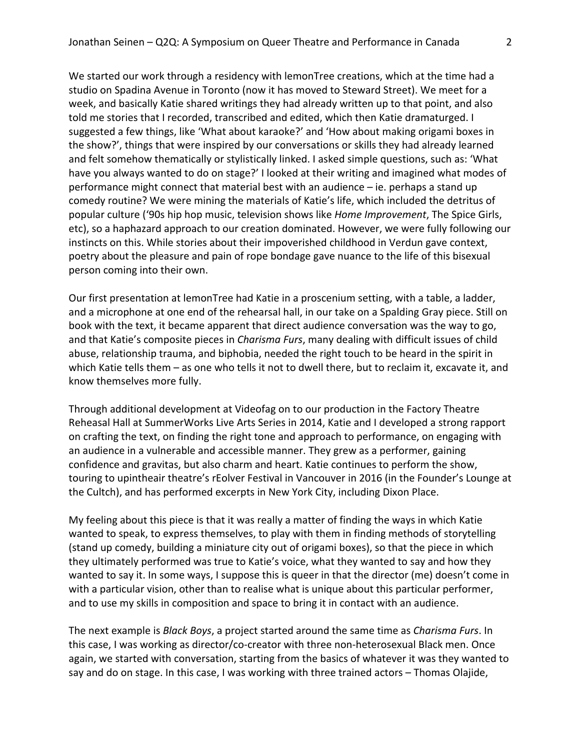We started our work through a residency with lemonTree creations, which at the time had a studio on Spadina Avenue in Toronto (now it has moved to Steward Street). We meet for a week, and basically Katie shared writings they had already written up to that point, and also told me stories that I recorded, transcribed and edited, which then Katie dramaturged. I suggested a few things, like 'What about karaoke?' and 'How about making origami boxes in the show?', things that were inspired by our conversations or skills they had already learned and felt somehow thematically or stylistically linked. I asked simple questions, such as: 'What have you always wanted to do on stage?' I looked at their writing and imagined what modes of performance might connect that material best with an audience – ie. perhaps a stand up comedy routine? We were mining the materials of Katie's life, which included the detritus of popular culture ('90s hip hop music, television shows like *Home Improvement*, The Spice Girls, etc), so a haphazard approach to our creation dominated. However, we were fully following our instincts on this. While stories about their impoverished childhood in Verdun gave context, poetry about the pleasure and pain of rope bondage gave nuance to the life of this bisexual person coming into their own.

Our first presentation at lemonTree had Katie in a proscenium setting, with a table, a ladder, and a microphone at one end of the rehearsal hall, in our take on a Spalding Gray piece. Still on book with the text, it became apparent that direct audience conversation was the way to go, and that Katie's composite pieces in *Charisma Furs*, many dealing with difficult issues of child abuse, relationship trauma, and biphobia, needed the right touch to be heard in the spirit in which Katie tells them – as one who tells it not to dwell there, but to reclaim it, excavate it, and know themselves more fully.

Through additional development at Videofag on to our production in the Factory Theatre Reheasal Hall at SummerWorks Live Arts Series in 2014, Katie and I developed a strong rapport on crafting the text, on finding the right tone and approach to performance, on engaging with an audience in a vulnerable and accessible manner. They grew as a performer, gaining confidence and gravitas, but also charm and heart. Katie continues to perform the show, touring to upintheair theatre's rEolver Festival in Vancouver in 2016 (in the Founder's Lounge at the Cultch), and has performed excerpts in New York City, including Dixon Place.

My feeling about this piece is that it was really a matter of finding the ways in which Katie wanted to speak, to express themselves, to play with them in finding methods of storytelling (stand up comedy, building a miniature city out of origami boxes), so that the piece in which they ultimately performed was true to Katie's voice, what they wanted to say and how they wanted to say it. In some ways, I suppose this is queer in that the director (me) doesn't come in with a particular vision, other than to realise what is unique about this particular performer, and to use my skills in composition and space to bring it in contact with an audience.

The next example is *Black Boys*, a project started around the same time as *Charisma Furs*. In this case, I was working as director/co-creator with three non-heterosexual Black men. Once again, we started with conversation, starting from the basics of whatever it was they wanted to say and do on stage. In this case, I was working with three trained actors – Thomas Olajide,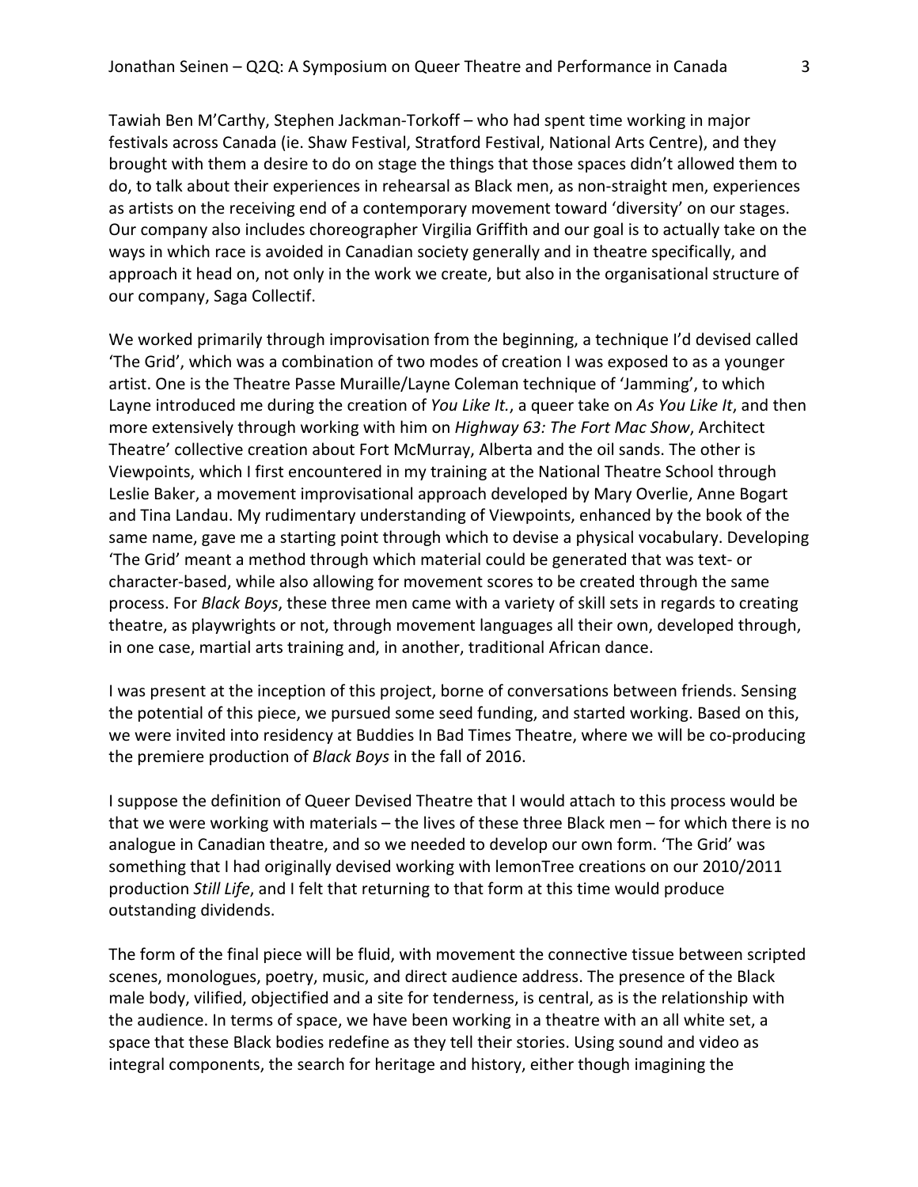Tawiah Ben M'Carthy, Stephen Jackman-Torkoff – who had spent time working in major festivals across Canada (ie. Shaw Festival, Stratford Festival, National Arts Centre), and they brought with them a desire to do on stage the things that those spaces didn't allowed them to do, to talk about their experiences in rehearsal as Black men, as non-straight men, experiences as artists on the receiving end of a contemporary movement toward 'diversity' on our stages. Our company also includes choreographer Virgilia Griffith and our goal is to actually take on the ways in which race is avoided in Canadian society generally and in theatre specifically, and approach it head on, not only in the work we create, but also in the organisational structure of our company, Saga Collectif.

We worked primarily through improvisation from the beginning, a technique I'd devised called 'The Grid', which was a combination of two modes of creation I was exposed to as a younger artist. One is the Theatre Passe Muraille/Layne Coleman technique of 'Jamming', to which Layne introduced me during the creation of *You Like It.*, a queer take on *As You Like It*, and then more extensively through working with him on *Highway 63: The Fort Mac Show*, Architect Theatre' collective creation about Fort McMurray, Alberta and the oil sands. The other is Viewpoints, which I first encountered in my training at the National Theatre School through Leslie Baker, a movement improvisational approach developed by Mary Overlie, Anne Bogart and Tina Landau. My rudimentary understanding of Viewpoints, enhanced by the book of the same name, gave me a starting point through which to devise a physical vocabulary. Developing 'The Grid' meant a method through which material could be generated that was text- or character-based, while also allowing for movement scores to be created through the same process. For *Black Boys*, these three men came with a variety of skill sets in regards to creating theatre, as playwrights or not, through movement languages all their own, developed through, in one case, martial arts training and, in another, traditional African dance.

I was present at the inception of this project, borne of conversations between friends. Sensing the potential of this piece, we pursued some seed funding, and started working. Based on this, we were invited into residency at Buddies In Bad Times Theatre, where we will be co-producing the premiere production of *Black Boys* in the fall of 2016.

I suppose the definition of Queer Devised Theatre that I would attach to this process would be that we were working with materials – the lives of these three Black men – for which there is no analogue in Canadian theatre, and so we needed to develop our own form. 'The Grid' was something that I had originally devised working with lemonTree creations on our 2010/2011 production *Still Life*, and I felt that returning to that form at this time would produce outstanding dividends.

The form of the final piece will be fluid, with movement the connective tissue between scripted scenes, monologues, poetry, music, and direct audience address. The presence of the Black male body, vilified, objectified and a site for tenderness, is central, as is the relationship with the audience. In terms of space, we have been working in a theatre with an all white set, a space that these Black bodies redefine as they tell their stories. Using sound and video as integral components, the search for heritage and history, either though imagining the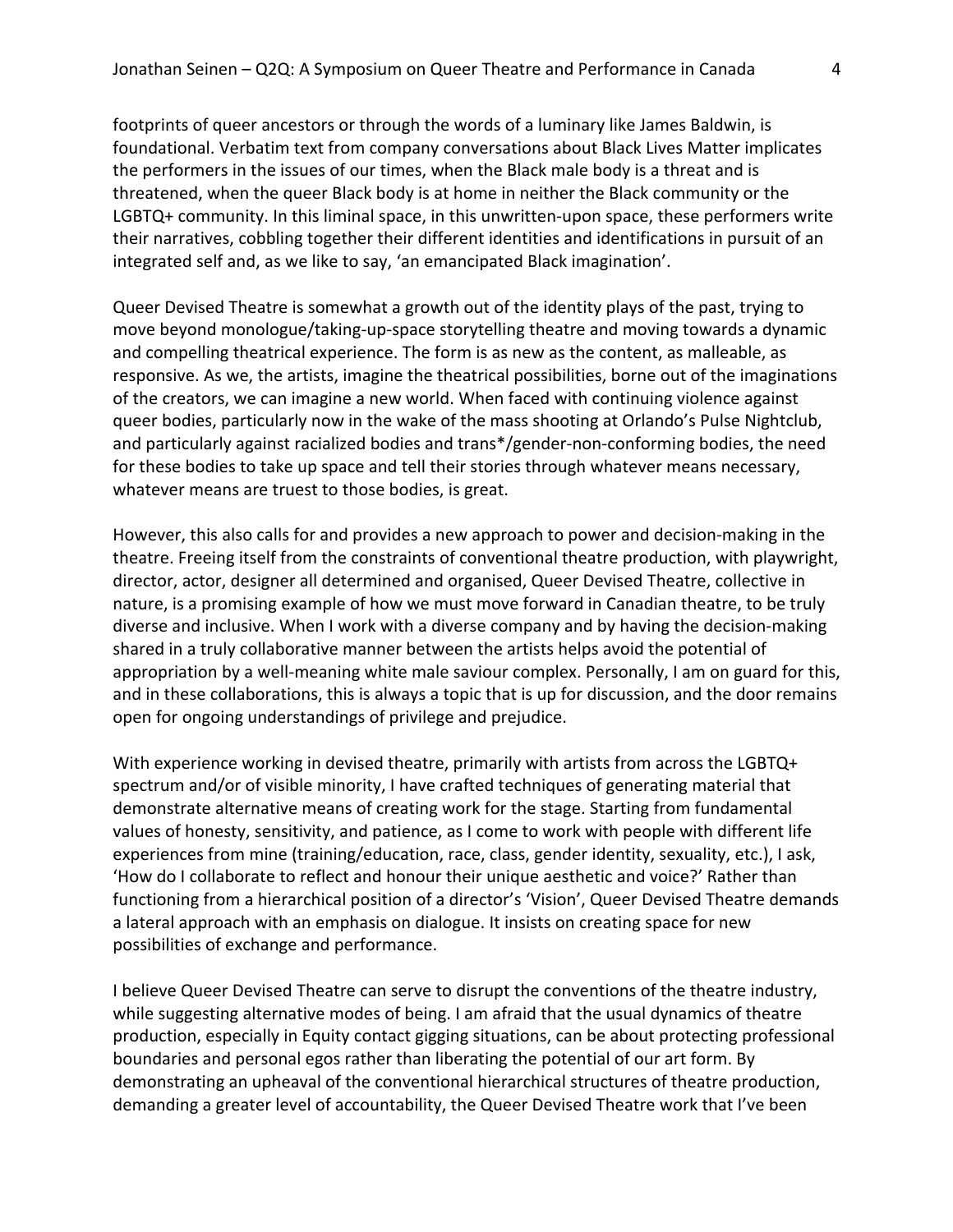footprints of queer ancestors or through the words of a luminary like James Baldwin, is foundational. Verbatim text from company conversations about Black Lives Matter implicates the performers in the issues of our times, when the Black male body is a threat and is threatened, when the queer Black body is at home in neither the Black community or the LGBTQ+ community. In this liminal space, in this unwritten-upon space, these performers write their narratives, cobbling together their different identities and identifications in pursuit of an integrated self and, as we like to say, 'an emancipated Black imagination'.

Queer Devised Theatre is somewhat a growth out of the identity plays of the past, trying to move beyond monologue/taking-up-space storytelling theatre and moving towards a dynamic and compelling theatrical experience. The form is as new as the content, as malleable, as responsive. As we, the artists, imagine the theatrical possibilities, borne out of the imaginations of the creators, we can imagine a new world. When faced with continuing violence against queer bodies, particularly now in the wake of the mass shooting at Orlando's Pulse Nightclub, and particularly against racialized bodies and trans*/gender-non-conforming bodies, the need for these bodies to take up space and tell their stories through whatever means necessary, whatever means are truest to those bodies, is great.

However, this also calls for and provides a new approach to power and decision-making in the theatre. Freeing itself from the constraints of conventional theatre production, with playwright, director, actor, designer all determined and organised, Queer Devised Theatre, collective in nature, is a promising example of how we must move forward in Canadian theatre, to be truly diverse and inclusive. When I work with a diverse company and by having the decision-making shared in a truly collaborative manner between the artists helps avoid the potential of appropriation by a well-meaning white male saviour complex. Personally, I am on guard for this, and in these collaborations, this is always a topic that is up for discussion, and the door remains open for ongoing understandings of privilege and prejudice.

With experience working in devised theatre, primarily with artists from across the LGBTQ+ spectrum and/or of visible minority, I have crafted techniques of generating material that demonstrate alternative means of creating work for the stage. Starting from fundamental values of honesty, sensitivity, and patience, as I come to work with people with different life experiences from mine (training/education, race, class, gender identity, sexuality, etc.), I ask, 'How do I collaborate to reflect and honour their unique aesthetic and voice?' Rather than functioning from a hierarchical position of a director's 'Vision', Queer Devised Theatre demands a lateral approach with an emphasis on dialogue. It insists on creating space for new possibilities of exchange and performance.

I believe Queer Devised Theatre can serve to disrupt the conventions of the theatre industry, while suggesting alternative modes of being. I am afraid that the usual dynamics of theatre production, especially in Equity contact gigging situations, can be about protecting professional boundaries and personal egos rather than liberating the potential of our art form. By demonstrating an upheaval of the conventional hierarchical structures of theatre production, demanding a greater level of accountability, the Queer Devised Theatre work that I've been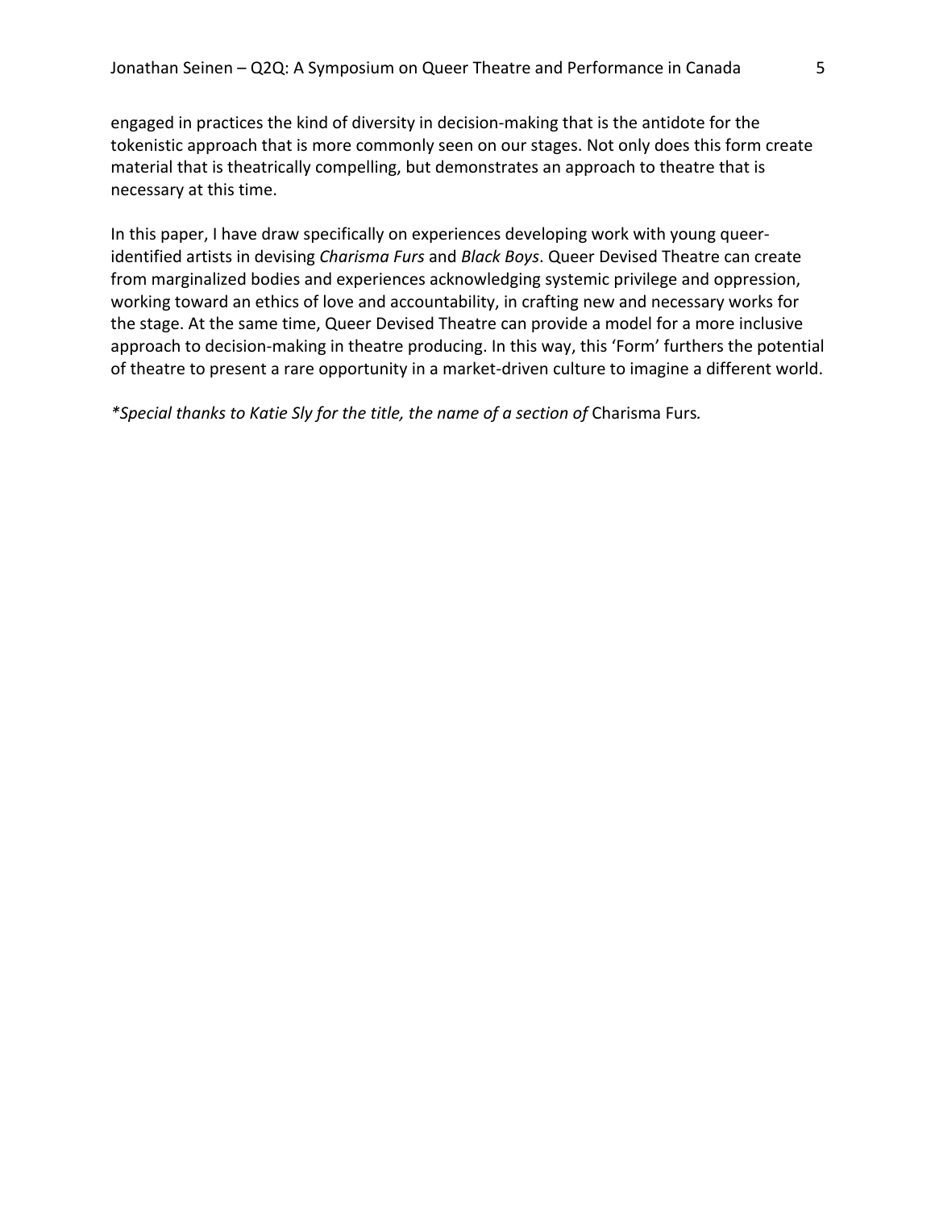engaged in practices the kind of diversity in decision-making that is the antidote for the tokenistic approach that is more commonly seen on our stages. Not only does this form create material that is theatrically compelling, but demonstrates an approach to theatre that is necessary at this time.

In this paper, I have draw specifically on experiences developing work with young queer-identified artists in devising *Charisma Furs* and *Black Boys*. Queer Devised Theatre can create from marginalized bodies and experiences acknowledging systemic privilege and oppression, working toward an ethics of love and accountability, in crafting new and necessary works for the stage. At the same time, Queer Devised Theatre can provide a model for a more inclusive approach to decision-making in theatre producing. In this way, this 'Form' furthers the potential of theatre to present a rare opportunity in a market-driven culture to imagine a different world.

*\*Special thanks to Katie Sly for the title, the name of a section of* Charisma Furs*.*